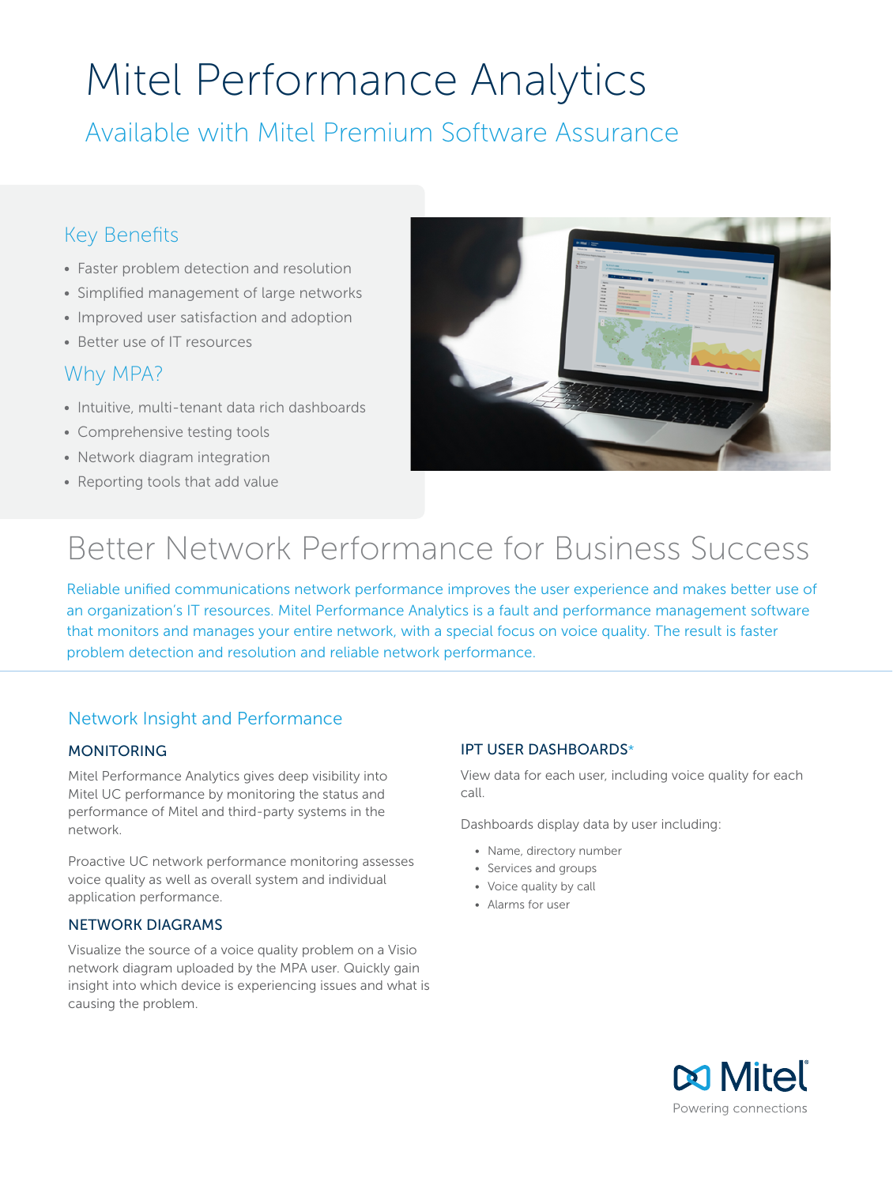# Mitel Performance Analytics

## Available with Mitel Premium Software Assurance

### Key Benefits

- Faster problem detection and resolution
- Simplified management of large networks
- Improved user satisfaction and adoption
- Better use of IT resources

### Why MPA?

- Intuitive, multi-tenant data rich dashboards
- Comprehensive testing tools
- Network diagram integration
- Reporting tools that add value

## Better Network Performance for Business Success

Reliable unified communications network performance improves the user experience and makes better use of an organization's IT resources. Mitel Performance Analytics is a fault and performance management software that monitors and manages your entire network, with a special focus on voice quality. The result is faster problem detection and resolution and reliable network performance.

### Network Insight and Performance

#### MONITORING

Mitel Performance Analytics gives deep visibility into Mitel UC performance by monitoring the status and performance of Mitel and third-party systems in the network.

Proactive UC network performance monitoring assesses voice quality as well as overall system and individual application performance.

#### NETWORK DIAGRAMS

Visualize the source of a voice quality problem on a Visio network diagram uploaded by the MPA user. Quickly gain insight into which device is experiencing issues and what is causing the problem.

#### IPT USER DASHBOARDS*

View data for each user, including voice quality for each call.

Dashboards display data by user including:

- Name, directory number
- Services and groups
- Voice quality by call
- Alarms for user

Mitel
Powering connections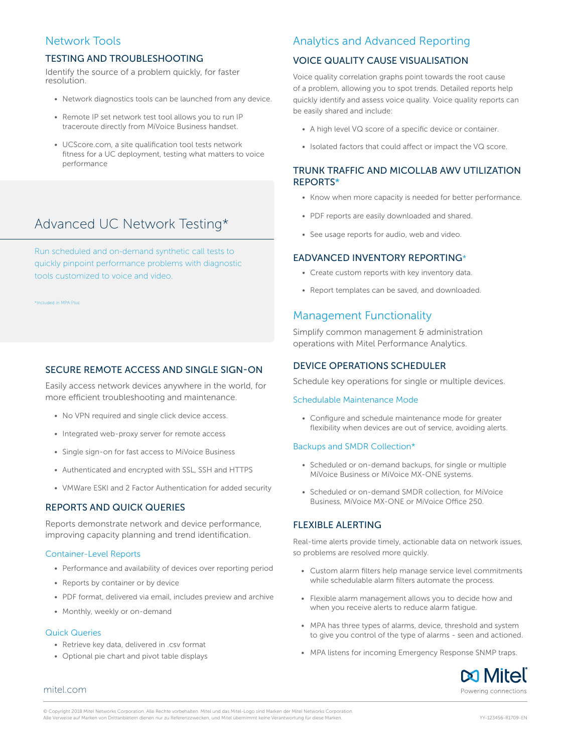## Network Tools

### TESTING AND TROUBLESHOOTING

Identify the source of a problem quickly, for faster resolution.

- Network diagnostics tools can be launched from any device.
- Remote IP set network test tool allows you to run IP traceroute directly from MiVoice Business handset.
- UCScore.com, a site qualification tool tests network fitness for a UC deployment, testing what matters to voice performance

## Advanced UC Network Testing*

Run scheduled and on-demand synthetic call tests to quickly pinpoint performance problems with diagnostic tools customized to voice and video.

*Included in MPA Plus

### SECURE REMOTE ACCESS AND SINGLE SIGN-ON

Easily access network devices anywhere in the world, for more efficient troubleshooting and maintenance.

- No VPN required and single click device access.
- Integrated web-proxy server for remote access
- Single sign-on for fast access to MiVoice Business
- Authenticated and encrypted with SSL, SSH and HTTPS
- VMWare ESKI and 2 Factor Authentication for added security

### REPORTS AND QUICK QUERIES

Reports demonstrate network and device performance, improving capacity planning and trend identification.

#### Container-Level Reports

- Performance and availability of devices over reporting period
- Reports by container or by device
- PDF format, delivered via email, includes preview and archive
- Monthly, weekly or on-demand

#### Quick Queries

- Retrieve key data, delivered in .csv format
- Optional pie chart and pivot table displays

## Analytics and Advanced Reporting

### VOICE QUALITY CAUSE VISUALISATION

Voice quality correlation graphs point towards the root cause of a problem, allowing you to spot trends. Detailed reports help quickly identify and assess voice quality. Voice quality reports can be easily shared and include:

- A high level VQ score of a specific device or container.
- Isolated factors that could affect or impact the VQ score.

### TRUNK TRAFFIC AND MICOLLAB AWV UTILIZATION REPORTS*

- Know when more capacity is needed for better performance.
- PDF reports are easily downloaded and shared.
- See usage reports for audio, web and video.

### EADVANCED INVENTORY REPORTING*

- Create custom reports with key inventory data.
- Report templates can be saved, and downloaded.

## Management Functionality

Simplify common management & administration operations with Mitel Performance Analytics.

### DEVICE OPERATIONS SCHEDULER

Schedule key operations for single or multiple devices.

#### Schedulable Maintenance Mode

- Configure and schedule maintenance mode for greater flexibility when devices are out of service, avoiding alerts.

#### Backups and SMDR Collection*

- Scheduled or on-demand backups, for single or multiple MiVoice Business or MiVoice MX-ONE systems.
- Scheduled or on-demand SMDR collection, for MiVoice Business, MiVoice MX-ONE or MiVoice Office 250.

### FLEXIBLE ALERTING

Real-time alerts provide timely, actionable data on network issues, so problems are resolved more quickly.

- Custom alarm filters help manage service level commitments while schedulable alarm filters automate the process.
- Flexible alarm management allows you to decide how and when you receive alerts to reduce alarm fatigue.
- MPA has three types of alarms, device, threshold and system to give you control of the type of alarms - seen and actioned.
- MPA listens for incoming Emergency Response SNMP traps.

mitel.com

Mitel
Powering connections

© Copyright 2018 Mitel Networks Corporation. Alle Rechte vorbehalten. Mitel und das Mitel-Logo sind Marken der Mitel Networks Corporation.
Alle Verweise auf Marken von Drittanbietern dienen nur zu Referenzzwecken, und Mitel übernimmt keine Verantwortung für diese Marken.

YY-123456-R1709-EN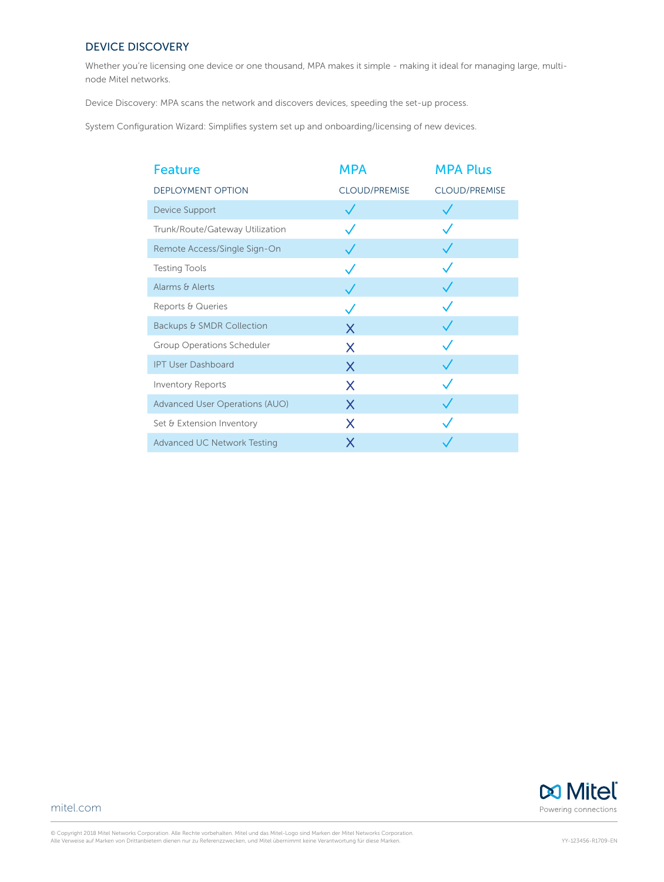## DEVICE DISCOVERY

Whether you're licensing one device or one thousand, MPA makes it simple - making it ideal for managing large, multi-node Mitel networks.

Device Discovery: MPA scans the network and discovers devices, speeding the set-up process.

System Configuration Wizard: Simplifies system set up and onboarding/licensing of new devices.

| Feature | MPA | MPA Plus |
|---|---|---|
| DEPLOYMENT OPTION | CLOUD/PREMISE | CLOUD/PREMISE |
| Device Support | ✓ | ✓ |
| Trunk/Route/Gateway Utilization | ✓ | ✓ |
| Remote Access/Single Sign-On | ✓ | ✓ |
| Testing Tools | ✓ | ✓ |
| Alarms & Alerts | ✓ | ✓ |
| Reports & Queries | ✓ | ✓ |
| Backups & SMDR Collection | X | ✓ |
| Group Operations Scheduler | X | ✓ |
| IPT User Dashboard | X | ✓ |
| Inventory Reports | X | ✓ |
| Advanced User Operations (AUO) | X | ✓ |
| Set & Extension Inventory | X | ✓ |
| Advanced UC Network Testing | X | ✓ |

mitel.com

Mitel
Powering connections

© Copyright 2018 Mitel Networks Corporation. Alle Rechte vorbehalten. Mitel und das Mitel-Logo sind Marken der Mitel Networks Corporation.
Alle Verweise auf Marken von Drittanbietern dienen nur zu Referenzzwecken, und Mitel übernimmt keine Verantwortung für diese Marken.

YY-123456-R1709-EN